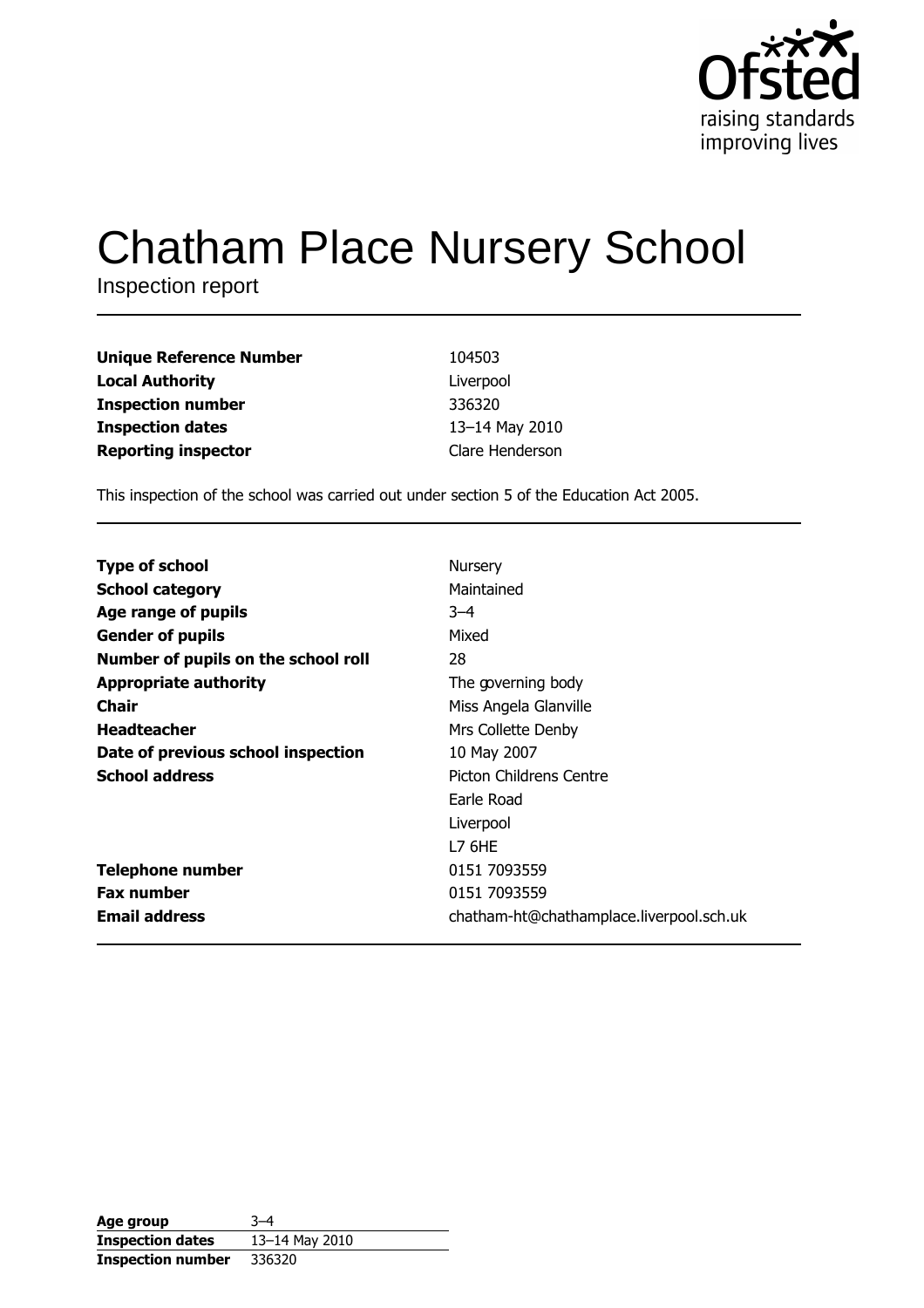Ofsted
raising standards
improving lives

# Chatham Place Nursery School

Inspection report

| | |
|---|---|
| **Unique Reference Number** | 104503 |
| **Local Authority** | Liverpool |
| **Inspection number** | 336320 |
| **Inspection dates** | 13–14 May 2010 |
| **Reporting inspector** | Clare Henderson |

This inspection of the school was carried out under section 5 of the Education Act 2005.

| | |
|---|---|
| **Type of school** | Nursery |
| **School category** | Maintained |
| **Age range of pupils** | 3–4 |
| **Gender of pupils** | Mixed |
| **Number of pupils on the school roll** | 28 |
| **Appropriate authority** | The governing body |
| **Chair** | Miss Angela Glanville |
| **Headteacher** | Mrs Collette Denby |
| **Date of previous school inspection** | 10 May 2007 |
| **School address** | Picton Childrens Centre<br>Earle Road<br>Liverpool<br>L7 6HE |
| **Telephone number** | 0151 7093559 |
| **Fax number** | 0151 7093559 |
| **Email address** | chatham-ht@chathamplace.liverpool.sch.uk |

| | |
|---|---|
| **Age group** | 3–4 |
| **Inspection dates** | 13–14 May 2010 |
| **Inspection number** | 336320 |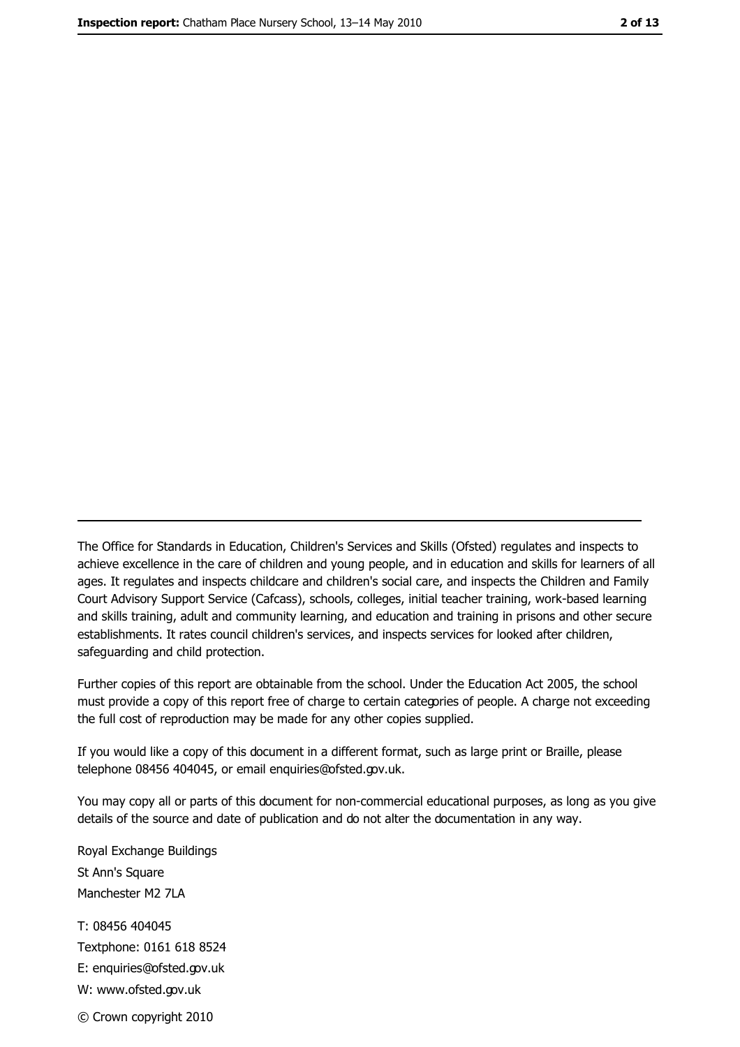---

The Office for Standards in Education, Children's Services and Skills (Ofsted) regulates and inspects to achieve excellence in the care of children and young people, and in education and skills for learners of all ages. It regulates and inspects childcare and children's social care, and inspects the Children and Family Court Advisory Support Service (Cafcass), schools, colleges, initial teacher training, work-based learning and skills training, adult and community learning, and education and training in prisons and other secure establishments. It rates council children's services, and inspects services for looked after children, safeguarding and child protection.

Further copies of this report are obtainable from the school. Under the Education Act 2005, the school must provide a copy of this report free of charge to certain categories of people. A charge not exceeding the full cost of reproduction may be made for any other copies supplied.

If you would like a copy of this document in a different format, such as large print or Braille, please telephone 08456 404045, or email enquiries@ofsted.gov.uk.

You may copy all or parts of this document for non-commercial educational purposes, as long as you give details of the source and date of publication and do not alter the documentation in any way.

Royal Exchange Buildings
St Ann's Square
Manchester M2 7LA

T: 08456 404045
Textphone: 0161 618 8524
E: enquiries@ofsted.gov.uk
W: www.ofsted.gov.uk

© Crown copyright 2010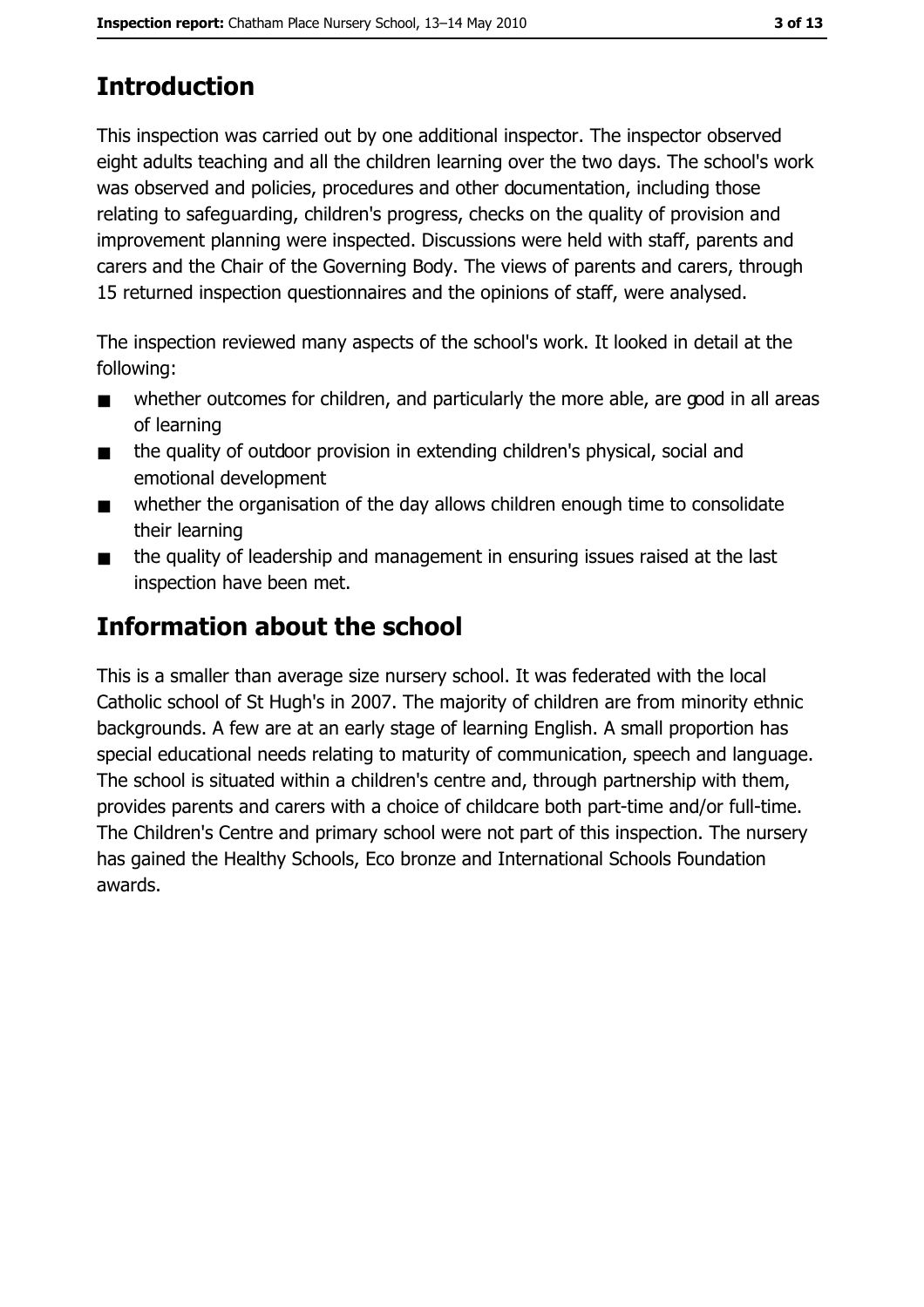## Introduction

This inspection was carried out by one additional inspector. The inspector observed eight adults teaching and all the children learning over the two days. The school's work was observed and policies, procedures and other documentation, including those relating to safeguarding, children's progress, checks on the quality of provision and improvement planning were inspected. Discussions were held with staff, parents and carers and the Chair of the Governing Body. The views of parents and carers, through 15 returned inspection questionnaires and the opinions of staff, were analysed.

The inspection reviewed many aspects of the school's work. It looked in detail at the following:

- whether outcomes for children, and particularly the more able, are good in all areas of learning
- the quality of outdoor provision in extending children's physical, social and emotional development
- whether the organisation of the day allows children enough time to consolidate their learning
- the quality of leadership and management in ensuring issues raised at the last inspection have been met.

## Information about the school

This is a smaller than average size nursery school. It was federated with the local Catholic school of St Hugh's in 2007. The majority of children are from minority ethnic backgrounds. A few are at an early stage of learning English. A small proportion has special educational needs relating to maturity of communication, speech and language. The school is situated within a children's centre and, through partnership with them, provides parents and carers with a choice of childcare both part-time and/or full-time. The Children's Centre and primary school were not part of this inspection. The nursery has gained the Healthy Schools, Eco bronze and International Schools Foundation awards.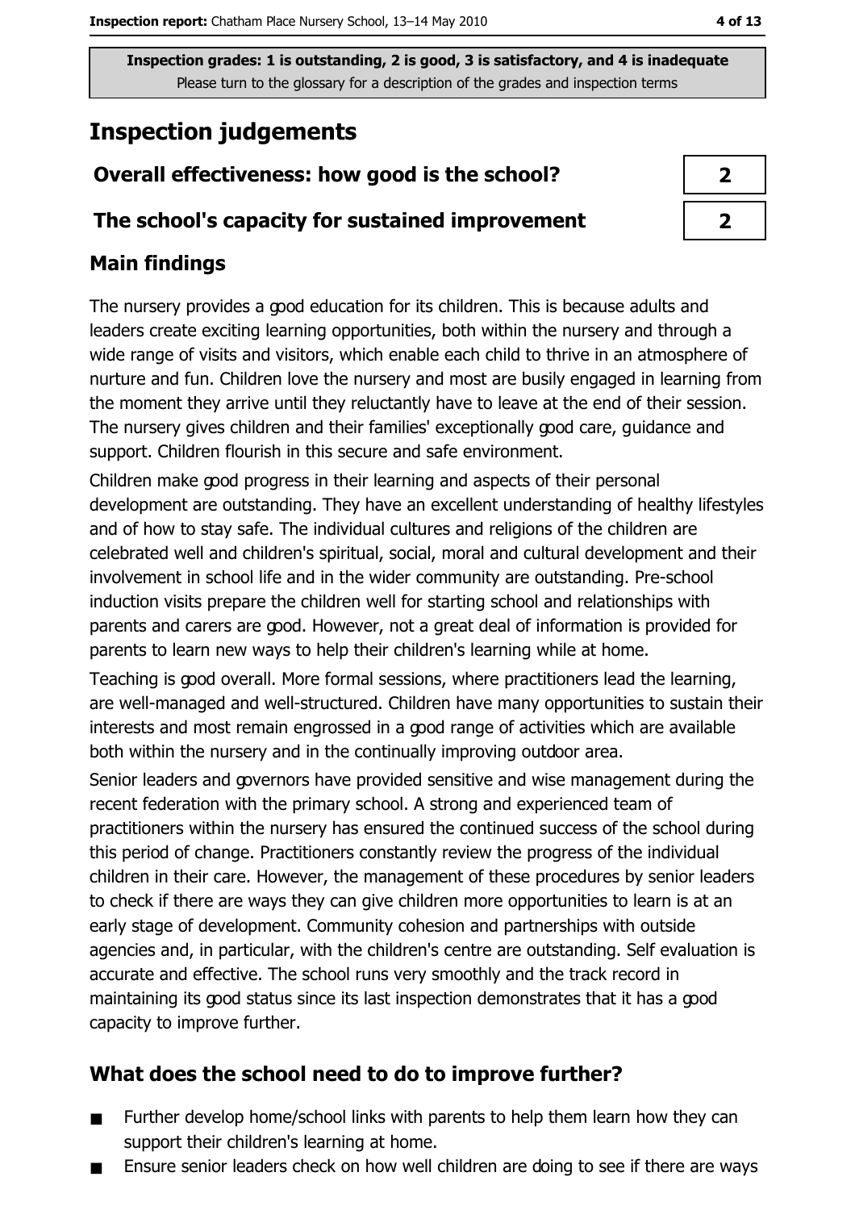Inspection grades: 1 is outstanding, 2 is good, 3 is satisfactory, and 4 is inadequate
Please turn to the glossary for a description of the grades and inspection terms

# Inspection judgements

| Overall effectiveness: how good is the school? | 2 |
| --- | --- |
| The school's capacity for sustained improvement | 2 |

## Main findings

The nursery provides a good education for its children. This is because adults and leaders create exciting learning opportunities, both within the nursery and through a wide range of visits and visitors, which enable each child to thrive in an atmosphere of nurture and fun. Children love the nursery and most are busily engaged in learning from the moment they arrive until they reluctantly have to leave at the end of their session. The nursery gives children and their families' exceptionally good care, guidance and support. Children flourish in this secure and safe environment.

Children make good progress in their learning and aspects of their personal development are outstanding. They have an excellent understanding of healthy lifestyles and of how to stay safe. The individual cultures and religions of the children are celebrated well and children's spiritual, social, moral and cultural development and their involvement in school life and in the wider community are outstanding. Pre-school induction visits prepare the children well for starting school and relationships with parents and carers are good. However, not a great deal of information is provided for parents to learn new ways to help their children's learning while at home.

Teaching is good overall. More formal sessions, where practitioners lead the learning, are well-managed and well-structured. Children have many opportunities to sustain their interests and most remain engrossed in a good range of activities which are available both within the nursery and in the continually improving outdoor area.

Senior leaders and governors have provided sensitive and wise management during the recent federation with the primary school. A strong and experienced team of practitioners within the nursery has ensured the continued success of the school during this period of change. Practitioners constantly review the progress of the individual children in their care. However, the management of these procedures by senior leaders to check if there are ways they can give children more opportunities to learn is at an early stage of development. Community cohesion and partnerships with outside agencies and, in particular, with the children's centre are outstanding. Self evaluation is accurate and effective. The school runs very smoothly and the track record in maintaining its good status since its last inspection demonstrates that it has a good capacity to improve further.

## What does the school need to do to improve further?

- Further develop home/school links with parents to help them learn how they can support their children's learning at home.
- Ensure senior leaders check on how well children are doing to see if there are ways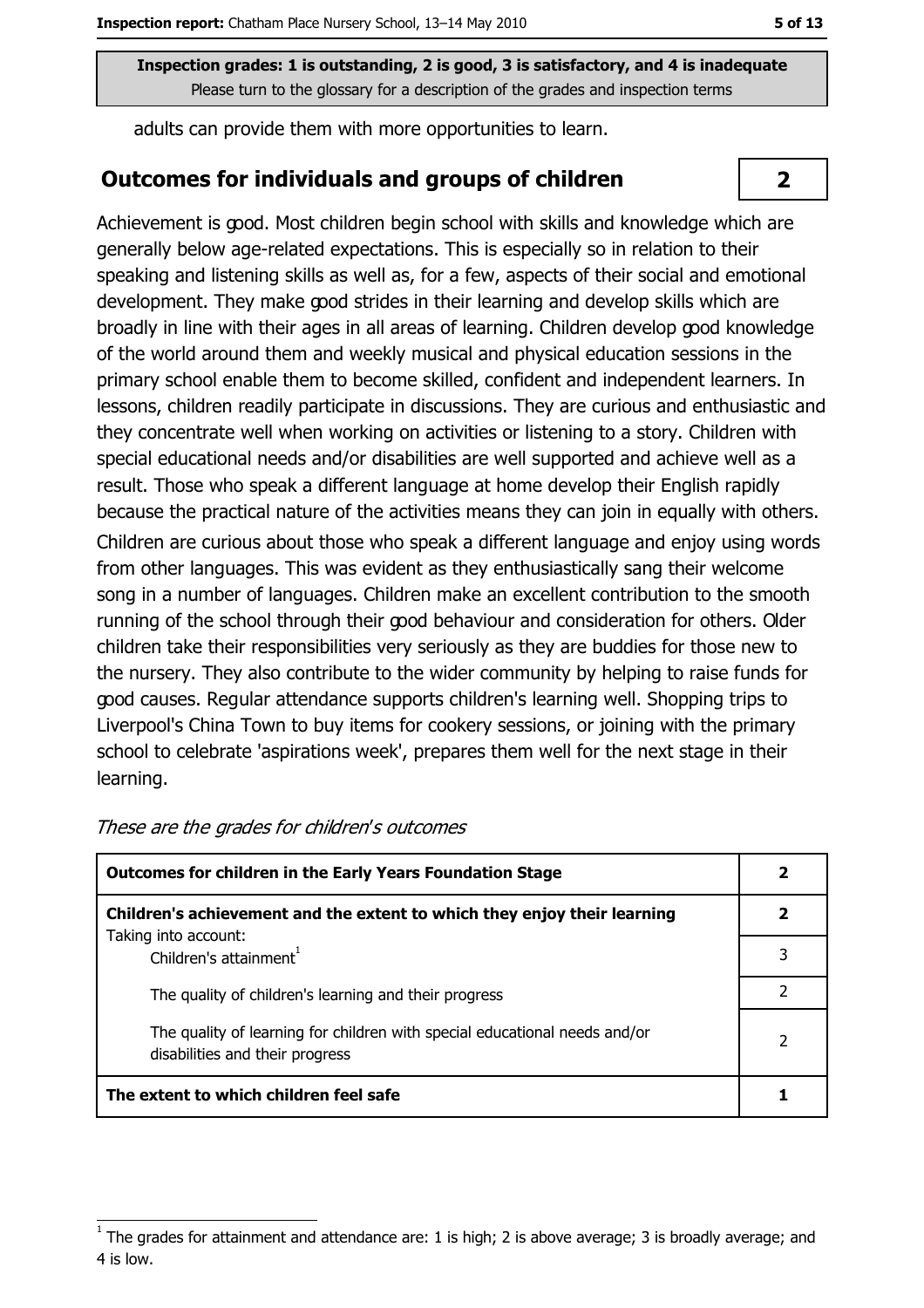Inspection grades: 1 is outstanding, 2 is good, 3 is satisfactory, and 4 is inadequate
Please turn to the glossary for a description of the grades and inspection terms

adults can provide them with more opportunities to learn.

## Outcomes for individuals and groups of children

**2**

Achievement is good. Most children begin school with skills and knowledge which are generally below age-related expectations. This is especially so in relation to their speaking and listening skills as well as, for a few, aspects of their social and emotional development. They make good strides in their learning and develop skills which are broadly in line with their ages in all areas of learning. Children develop good knowledge of the world around them and weekly musical and physical education sessions in the primary school enable them to become skilled, confident and independent learners. In lessons, children readily participate in discussions. They are curious and enthusiastic and they concentrate well when working on activities or listening to a story. Children with special educational needs and/or disabilities are well supported and achieve well as a result. Those who speak a different language at home develop their English rapidly because the practical nature of the activities means they can join in equally with others.

Children are curious about those who speak a different language and enjoy using words from other languages. This was evident as they enthusiastically sang their welcome song in a number of languages. Children make an excellent contribution to the smooth running of the school through their good behaviour and consideration for others. Older children take their responsibilities very seriously as they are buddies for those new to the nursery. They also contribute to the wider community by helping to raise funds for good causes. Regular attendance supports children's learning well. Shopping trips to Liverpool's China Town to buy items for cookery sessions, or joining with the primary school to celebrate 'aspirations week', prepares them well for the next stage in their learning.

*These are the grades for children's outcomes*

| | |
|---|---|
| **Outcomes for children in the Early Years Foundation Stage** | **2** |
| **Children's achievement and the extent to which they enjoy their learning** Taking into account: | **2** |
| Children's attainment[1] | 3 |
| The quality of children's learning and their progress | 2 |
| The quality of learning for children with special educational needs and/or disabilities and their progress | 2 |
| **The extent to which children feel safe** | **1** |

[1] The grades for attainment and attendance are: 1 is high; 2 is above average; 3 is broadly average; and 4 is low.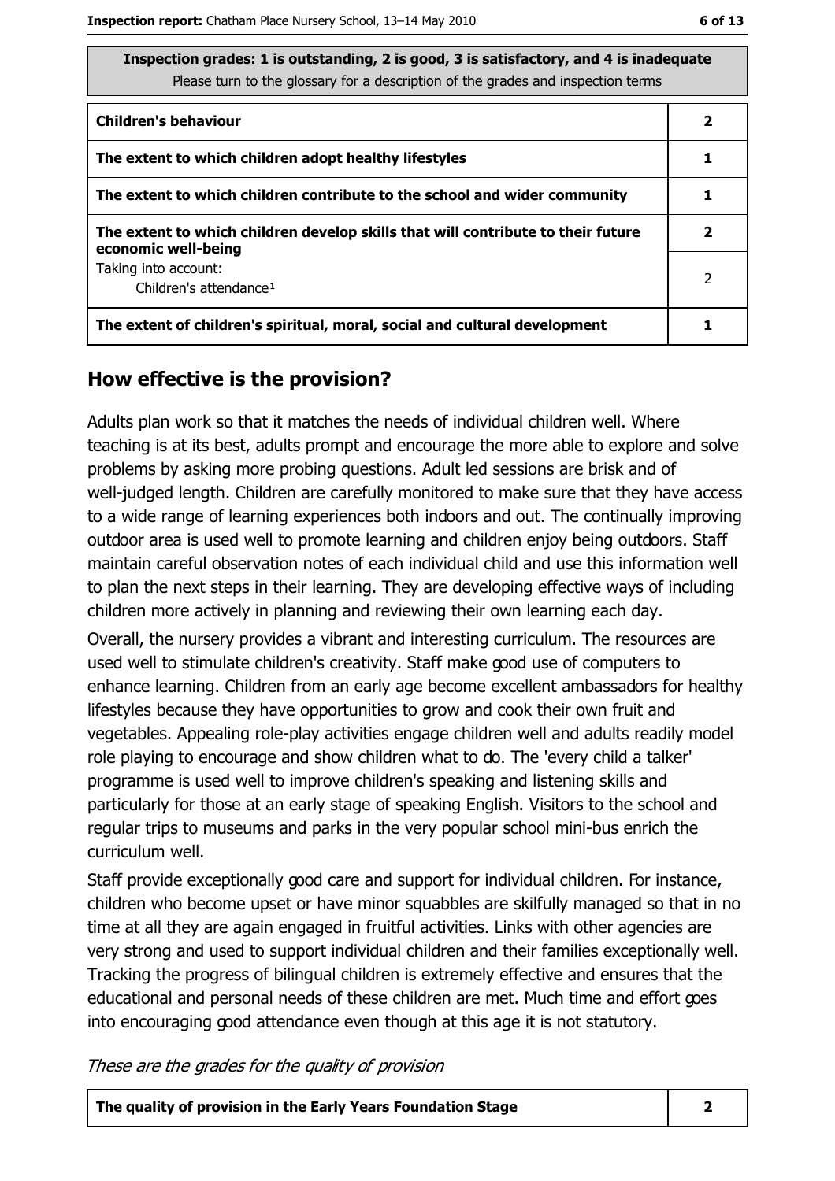| Inspection grades: 1 is outstanding, 2 is good, 3 is satisfactory, and 4 is inadequate<br>Please turn to the glossary for a description of the grades and inspection terms | |
|---|---|
| **Children's behaviour** | **2** |
| **The extent to which children adopt healthy lifestyles** | **1** |
| **The extent to which children contribute to the school and wider community** | **1** |
| **The extent to which children develop skills that will contribute to their future economic well-being** | **2** |
| Taking into account:<br>Children's attendance[1] | 2 |
| **The extent of children's spiritual, moral, social and cultural development** | **1** |

## How effective is the provision?

Adults plan work so that it matches the needs of individual children well. Where teaching is at its best, adults prompt and encourage the more able to explore and solve problems by asking more probing questions. Adult led sessions are brisk and of well-judged length. Children are carefully monitored to make sure that they have access to a wide range of learning experiences both indoors and out. The continually improving outdoor area is used well to promote learning and children enjoy being outdoors. Staff maintain careful observation notes of each individual child and use this information well to plan the next steps in their learning. They are developing effective ways of including children more actively in planning and reviewing their own learning each day.

Overall, the nursery provides a vibrant and interesting curriculum. The resources are used well to stimulate children's creativity. Staff make good use of computers to enhance learning. Children from an early age become excellent ambassadors for healthy lifestyles because they have opportunities to grow and cook their own fruit and vegetables. Appealing role-play activities engage children well and adults readily model role playing to encourage and show children what to do. The 'every child a talker' programme is used well to improve children's speaking and listening skills and particularly for those at an early stage of speaking English. Visitors to the school and regular trips to museums and parks in the very popular school mini-bus enrich the curriculum well.

Staff provide exceptionally good care and support for individual children. For instance, children who become upset or have minor squabbles are skilfully managed so that in no time at all they are again engaged in fruitful activities. Links with other agencies are very strong and used to support individual children and their families exceptionally well. Tracking the progress of bilingual children is extremely effective and ensures that the educational and personal needs of these children are met. Much time and effort goes into encouraging good attendance even though at this age it is not statutory.

*These are the grades for the quality of provision*

| **The quality of provision in the Early Years Foundation Stage** | **2** |
|---|---|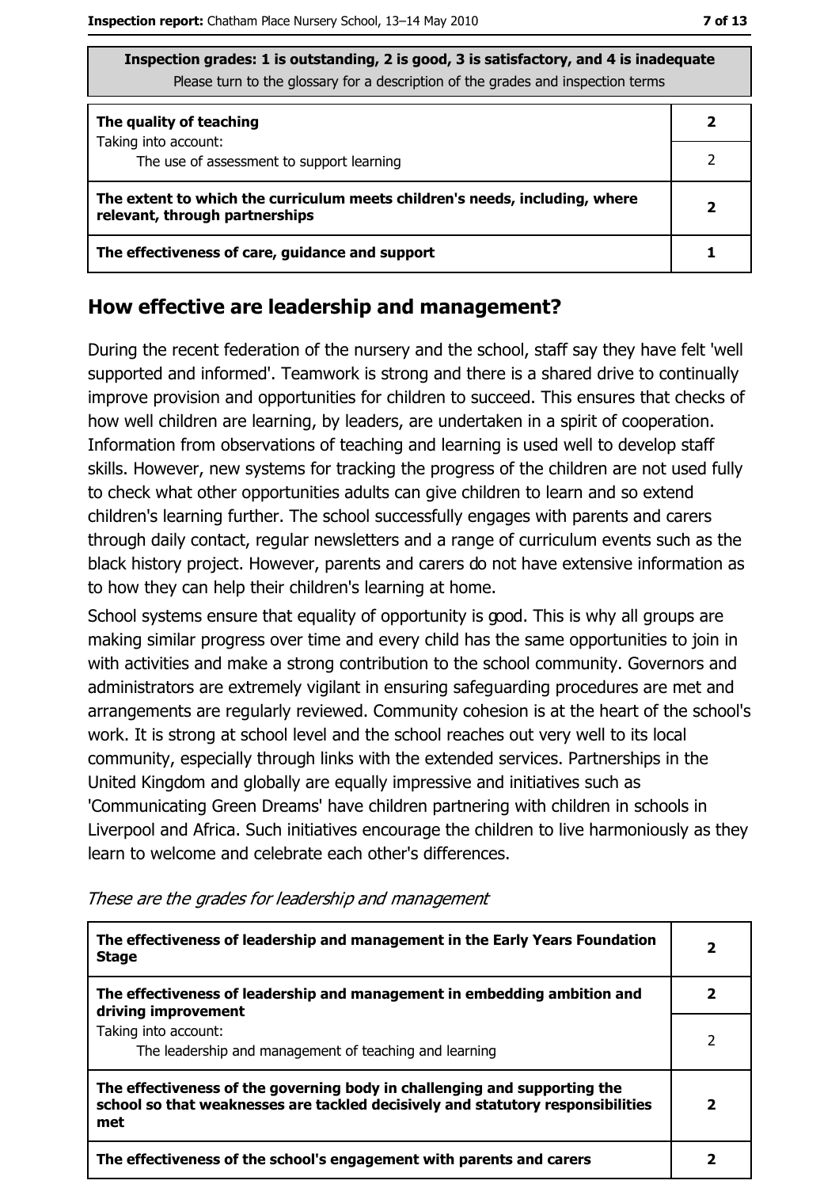| Inspection grades: 1 is outstanding, 2 is good, 3 is satisfactory, and 4 is inadequate<br>Please turn to the glossary for a description of the grades and inspection terms | |
|---|---|
| **The quality of teaching** | **2** |
| Taking into account:<br>The use of assessment to support learning | 2 |
| **The extent to which the curriculum meets children's needs, including, where relevant, through partnerships** | **2** |
| **The effectiveness of care, guidance and support** | **1** |

## How effective are leadership and management?

During the recent federation of the nursery and the school, staff say they have felt 'well supported and informed'. Teamwork is strong and there is a shared drive to continually improve provision and opportunities for children to succeed. This ensures that checks of how well children are learning, by leaders, are undertaken in a spirit of cooperation. Information from observations of teaching and learning is used well to develop staff skills. However, new systems for tracking the progress of the children are not used fully to check what other opportunities adults can give children to learn and so extend children's learning further. The school successfully engages with parents and carers through daily contact, regular newsletters and a range of curriculum events such as the black history project. However, parents and carers do not have extensive information as to how they can help their children's learning at home.

School systems ensure that equality of opportunity is good. This is why all groups are making similar progress over time and every child has the same opportunities to join in with activities and make a strong contribution to the school community. Governors and administrators are extremely vigilant in ensuring safeguarding procedures are met and arrangements are regularly reviewed. Community cohesion is at the heart of the school's work. It is strong at school level and the school reaches out very well to its local community, especially through links with the extended services. Partnerships in the United Kingdom and globally are equally impressive and initiatives such as 'Communicating Green Dreams' have children partnering with children in schools in Liverpool and Africa. Such initiatives encourage the children to live harmoniously as they learn to welcome and celebrate each other's differences.

*These are the grades for leadership and management*

| | |
|---|---|
| **The effectiveness of leadership and management in the Early Years Foundation Stage** | **2** |
| **The effectiveness of leadership and management in embedding ambition and driving improvement** | **2** |
| Taking into account:<br>The leadership and management of teaching and learning | 2 |
| **The effectiveness of the governing body in challenging and supporting the school so that weaknesses are tackled decisively and statutory responsibilities met** | **2** |
| **The effectiveness of the school's engagement with parents and carers** | **2** |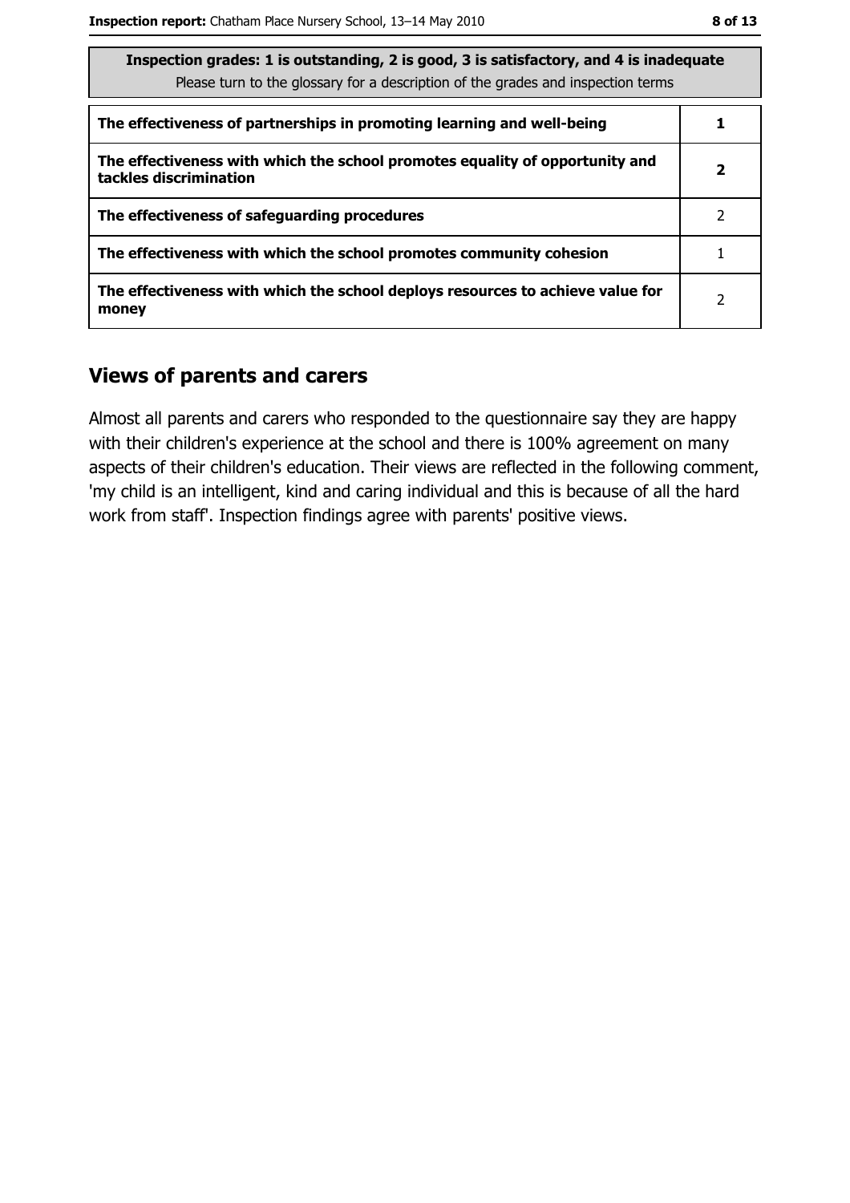| Inspection grades: 1 is outstanding, 2 is good, 3 is satisfactory, and 4 is inadequate<br>Please turn to the glossary for a description of the grades and inspection terms | |
|---|---|
| **The effectiveness of partnerships in promoting learning and well-being** | **1** |
| **The effectiveness with which the school promotes equality of opportunity and tackles discrimination** | **2** |
| **The effectiveness of safeguarding procedures** | 2 |
| **The effectiveness with which the school promotes community cohesion** | 1 |
| **The effectiveness with which the school deploys resources to achieve value for money** | 2 |

## Views of parents and carers

Almost all parents and carers who responded to the questionnaire say they are happy with their children's experience at the school and there is 100% agreement on many aspects of their children's education. Their views are reflected in the following comment, 'my child is an intelligent, kind and caring individual and this is because of all the hard work from staff'. Inspection findings agree with parents' positive views.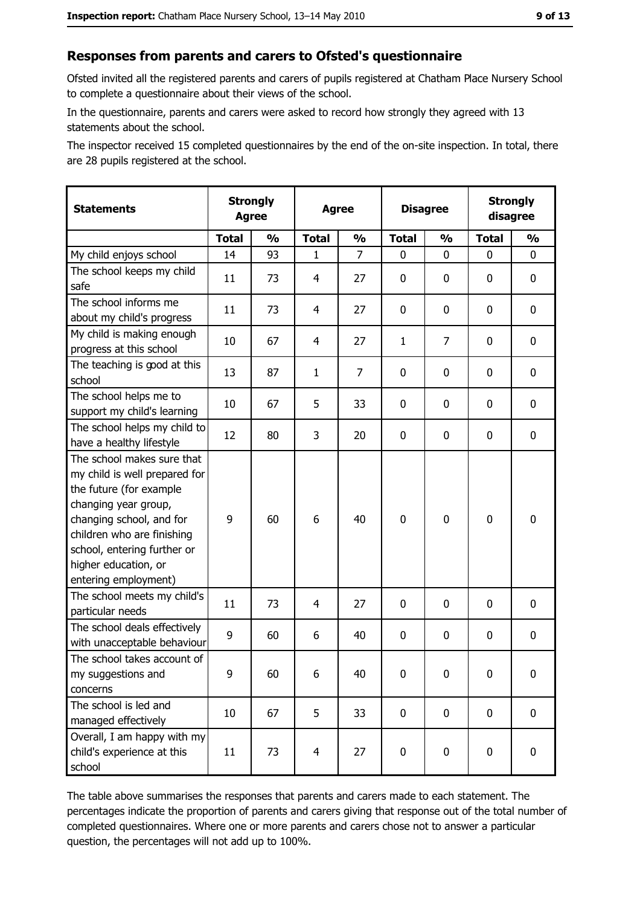## Responses from parents and carers to Ofsted's questionnaire

Ofsted invited all the registered parents and carers of pupils registered at Chatham Place Nursery School to complete a questionnaire about their views of the school.

In the questionnaire, parents and carers were asked to record how strongly they agreed with 13 statements about the school.

The inspector received 15 completed questionnaires by the end of the on-site inspection. In total, there are 28 pupils registered at the school.

| Statements | Strongly Agree | | Agree | | Disagree | | Strongly disagree | |
|---|---|---|---|---|---|---|---|---|
| | Total | % | Total | % | Total | % | Total | % |
| My child enjoys school | 14 | 93 | 1 | 7 | 0 | 0 | 0 | 0 |
| The school keeps my child safe | 11 | 73 | 4 | 27 | 0 | 0 | 0 | 0 |
| The school informs me about my child's progress | 11 | 73 | 4 | 27 | 0 | 0 | 0 | 0 |
| My child is making enough progress at this school | 10 | 67 | 4 | 27 | 1 | 7 | 0 | 0 |
| The teaching is good at this school | 13 | 87 | 1 | 7 | 0 | 0 | 0 | 0 |
| The school helps me to support my child's learning | 10 | 67 | 5 | 33 | 0 | 0 | 0 | 0 |
| The school helps my child to have a healthy lifestyle | 12 | 80 | 3 | 20 | 0 | 0 | 0 | 0 |
| The school makes sure that my child is well prepared for the future (for example changing year group, changing school, and for children who are finishing school, entering further or higher education, or entering employment) | 9 | 60 | 6 | 40 | 0 | 0 | 0 | 0 |
| The school meets my child's particular needs | 11 | 73 | 4 | 27 | 0 | 0 | 0 | 0 |
| The school deals effectively with unacceptable behaviour | 9 | 60 | 6 | 40 | 0 | 0 | 0 | 0 |
| The school takes account of my suggestions and concerns | 9 | 60 | 6 | 40 | 0 | 0 | 0 | 0 |
| The school is led and managed effectively | 10 | 67 | 5 | 33 | 0 | 0 | 0 | 0 |
| Overall, I am happy with my child's experience at this school | 11 | 73 | 4 | 27 | 0 | 0 | 0 | 0 |

The table above summarises the responses that parents and carers made to each statement. The percentages indicate the proportion of parents and carers giving that response out of the total number of completed questionnaires. Where one or more parents and carers chose not to answer a particular question, the percentages will not add up to 100%.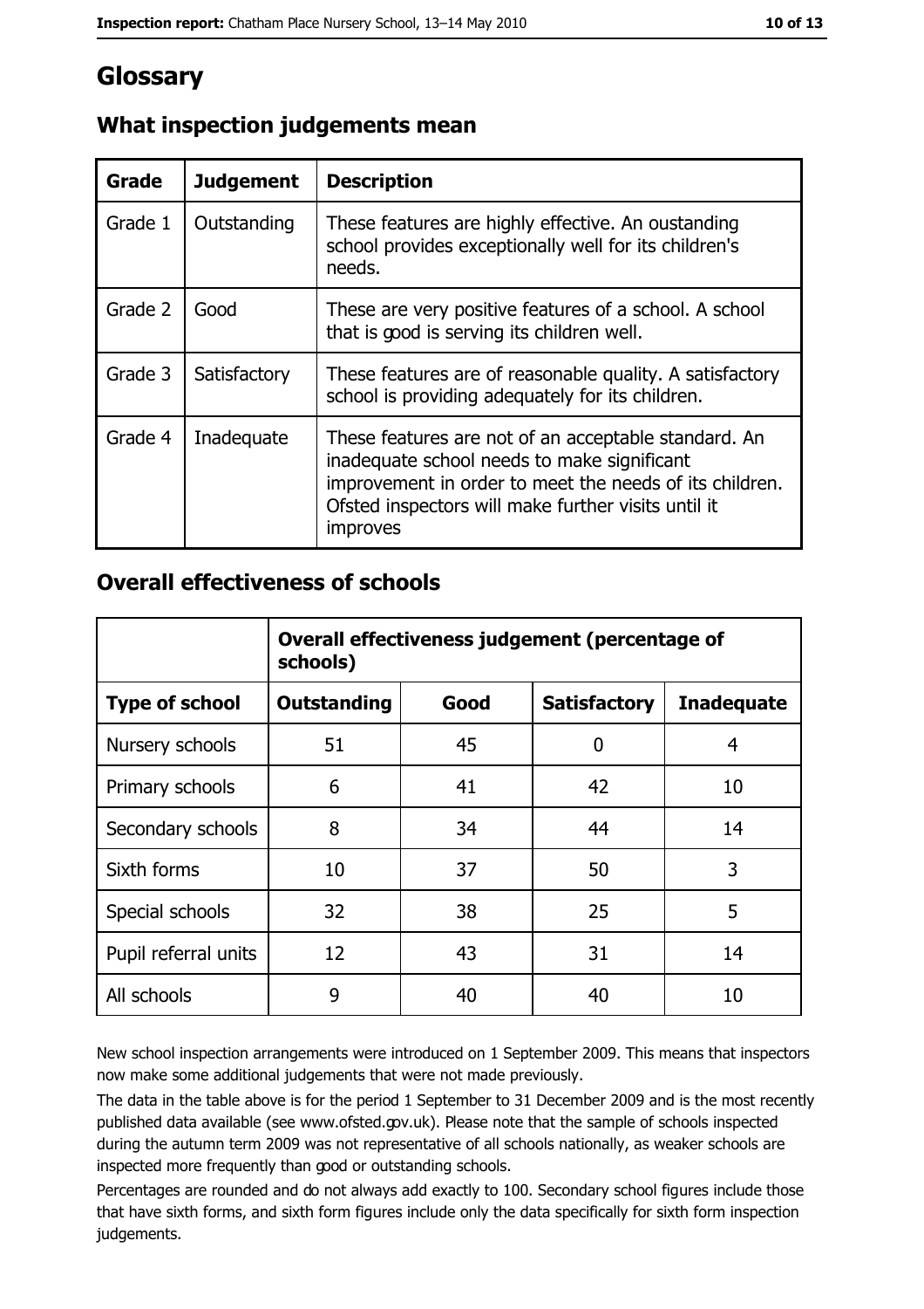# Glossary

## What inspection judgements mean

| Grade | Judgement | Description |
|---|---|---|
| Grade 1 | Outstanding | These features are highly effective. An oustanding school provides exceptionally well for its children's needs. |
| Grade 2 | Good | These are very positive features of a school. A school that is good is serving its children well. |
| Grade 3 | Satisfactory | These features are of reasonable quality. A satisfactory school is providing adequately for its children. |
| Grade 4 | Inadequate | These features are not of an acceptable standard. An inadequate school needs to make significant improvement in order to meet the needs of its children. Ofsted inspectors will make further visits until it improves |

## Overall effectiveness of schools

| | Overall effectiveness judgement (percentage of schools) | | | |
|---|---|---|---|---|
| **Type of school** | **Outstanding** | **Good** | **Satisfactory** | **Inadequate** |
| Nursery schools | 51 | 45 | 0 | 4 |
| Primary schools | 6 | 41 | 42 | 10 |
| Secondary schools | 8 | 34 | 44 | 14 |
| Sixth forms | 10 | 37 | 50 | 3 |
| Special schools | 32 | 38 | 25 | 5 |
| Pupil referral units | 12 | 43 | 31 | 14 |
| All schools | 9 | 40 | 40 | 10 |

New school inspection arrangements were introduced on 1 September 2009. This means that inspectors now make some additional judgements that were not made previously.

The data in the table above is for the period 1 September to 31 December 2009 and is the most recently published data available (see www.ofsted.gov.uk). Please note that the sample of schools inspected during the autumn term 2009 was not representative of all schools nationally, as weaker schools are inspected more frequently than good or outstanding schools.

Percentages are rounded and do not always add exactly to 100. Secondary school figures include those that have sixth forms, and sixth form figures include only the data specifically for sixth form inspection judgements.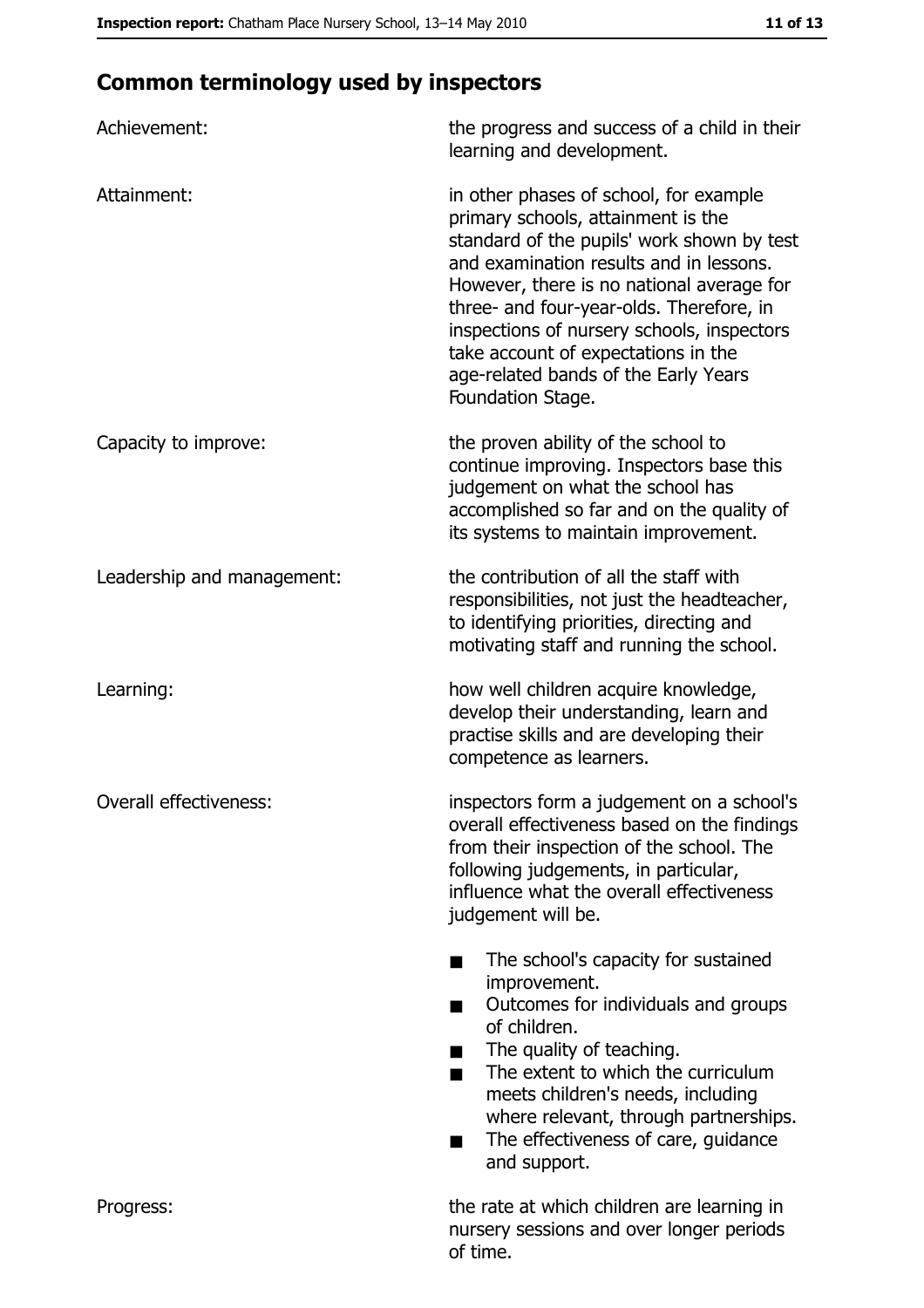## Common terminology used by inspectors

| | |
|---|---|
| Achievement: | the progress and success of a child in their learning and development. |
| Attainment: | in other phases of school, for example primary schools, attainment is the standard of the pupils' work shown by test and examination results and in lessons. However, there is no national average for three- and four-year-olds. Therefore, in inspections of nursery schools, inspectors take account of expectations in the age-related bands of the Early Years Foundation Stage. |
| Capacity to improve: | the proven ability of the school to continue improving. Inspectors base this judgement on what the school has accomplished so far and on the quality of its systems to maintain improvement. |
| Leadership and management: | the contribution of all the staff with responsibilities, not just the headteacher, to identifying priorities, directing and motivating staff and running the school. |
| Learning: | how well children acquire knowledge, develop their understanding, learn and practise skills and are developing their competence as learners. |
| Overall effectiveness: | inspectors form a judgement on a school's overall effectiveness based on the findings from their inspection of the school. The following judgements, in particular, influence what the overall effectiveness judgement will be.<br>■ The school's capacity for sustained improvement.<br>■ Outcomes for individuals and groups of children.<br>■ The quality of teaching.<br>■ The extent to which the curriculum meets children's needs, including where relevant, through partnerships.<br>■ The effectiveness of care, guidance and support. |
| Progress: | the rate at which children are learning in nursery sessions and over longer periods of time. |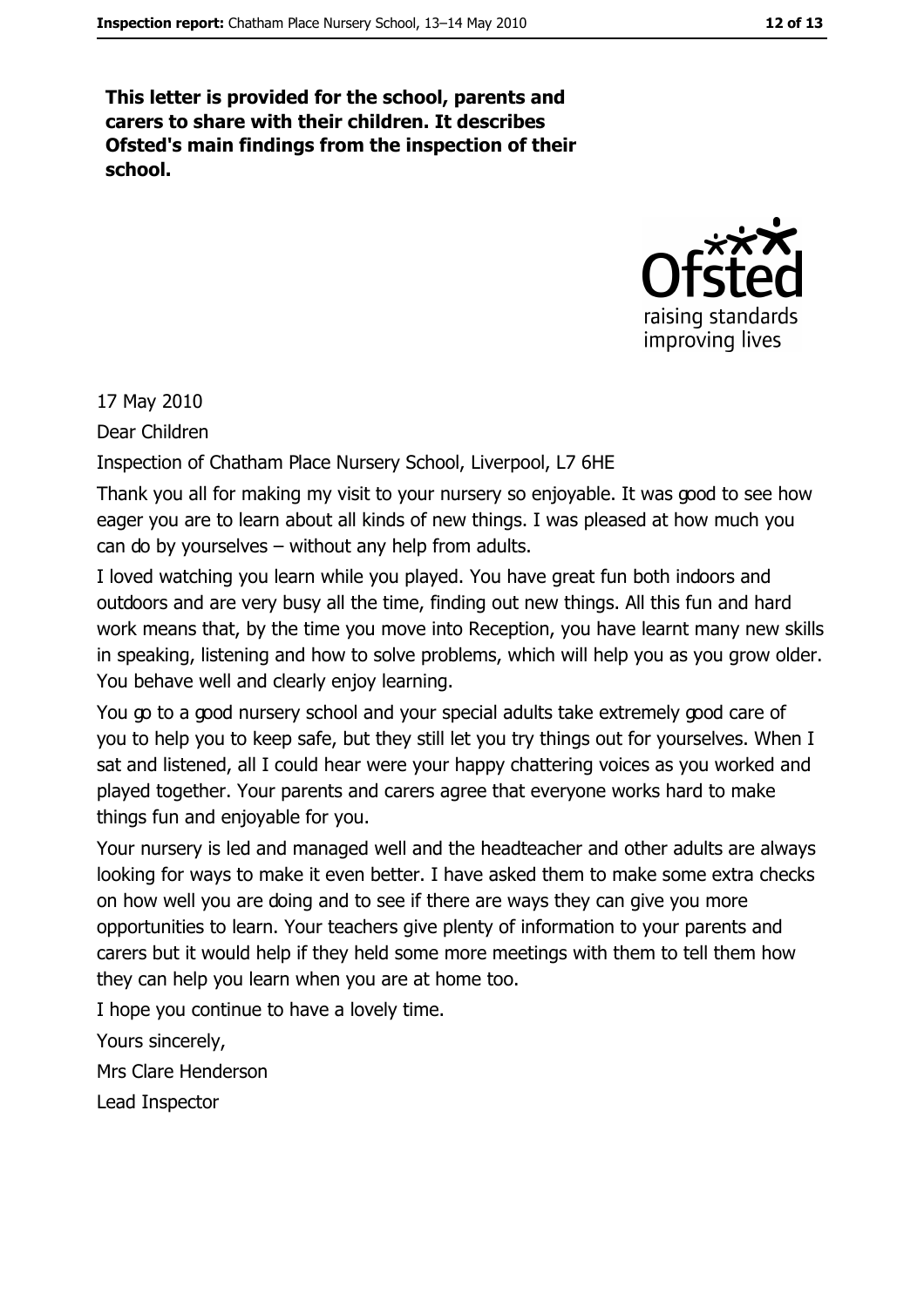**This letter is provided for the school, parents and carers to share with their children. It describes Ofsted's main findings from the inspection of their school.**

17 May 2010

Dear Children

Inspection of Chatham Place Nursery School, Liverpool, L7 6HE

Thank you all for making my visit to your nursery so enjoyable. It was good to see how eager you are to learn about all kinds of new things. I was pleased at how much you can do by yourselves – without any help from adults.

I loved watching you learn while you played. You have great fun both indoors and outdoors and are very busy all the time, finding out new things. All this fun and hard work means that, by the time you move into Reception, you have learnt many new skills in speaking, listening and how to solve problems, which will help you as you grow older. You behave well and clearly enjoy learning.

You go to a good nursery school and your special adults take extremely good care of you to help you to keep safe, but they still let you try things out for yourselves. When I sat and listened, all I could hear were your happy chattering voices as you worked and played together. Your parents and carers agree that everyone works hard to make things fun and enjoyable for you.

Your nursery is led and managed well and the headteacher and other adults are always looking for ways to make it even better. I have asked them to make some extra checks on how well you are doing and to see if there are ways they can give you more opportunities to learn. Your teachers give plenty of information to your parents and carers but it would help if they held some more meetings with them to tell them how they can help you learn when you are at home too.

I hope you continue to have a lovely time.

Yours sincerely,

Mrs Clare Henderson

Lead Inspector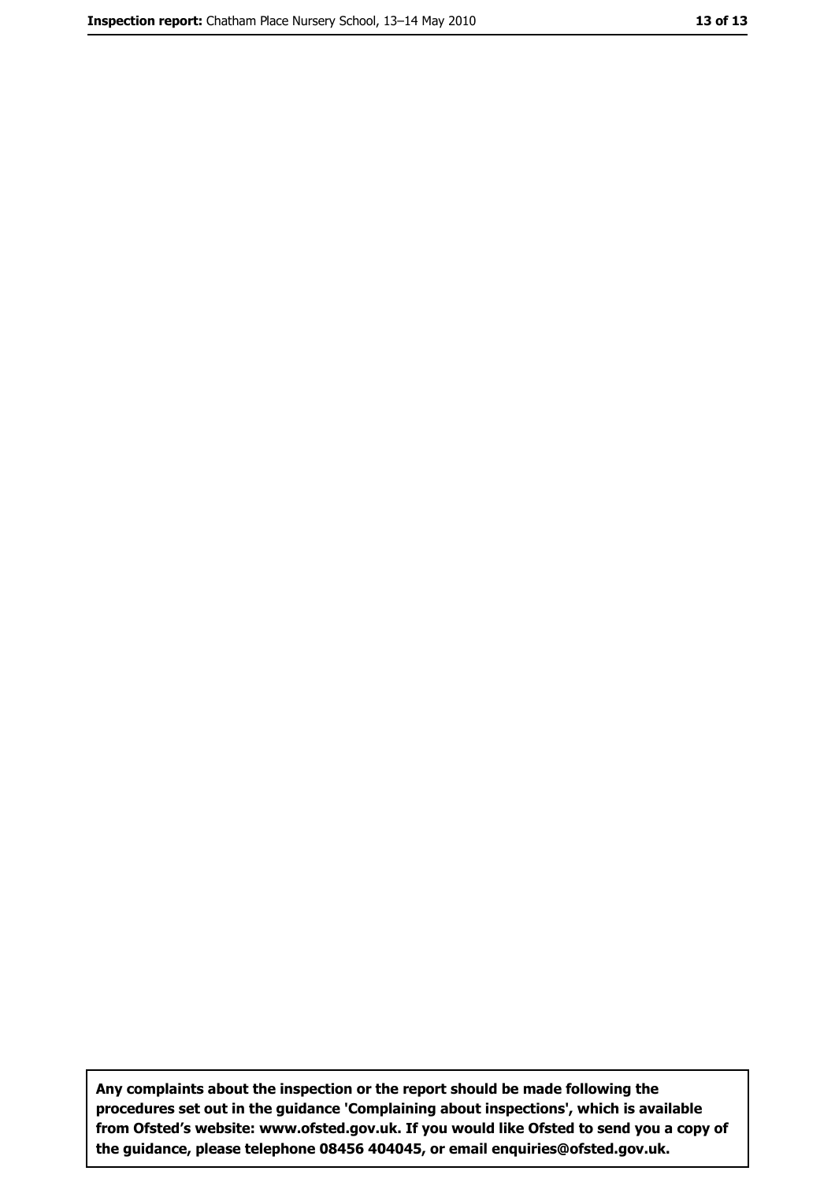**Any complaints about the inspection or the report should be made following the procedures set out in the guidance 'Complaining about inspections', which is available from Ofsted's website: www.ofsted.gov.uk. If you would like Ofsted to send you a copy of the guidance, please telephone 08456 404045, or email enquiries@ofsted.gov.uk.**